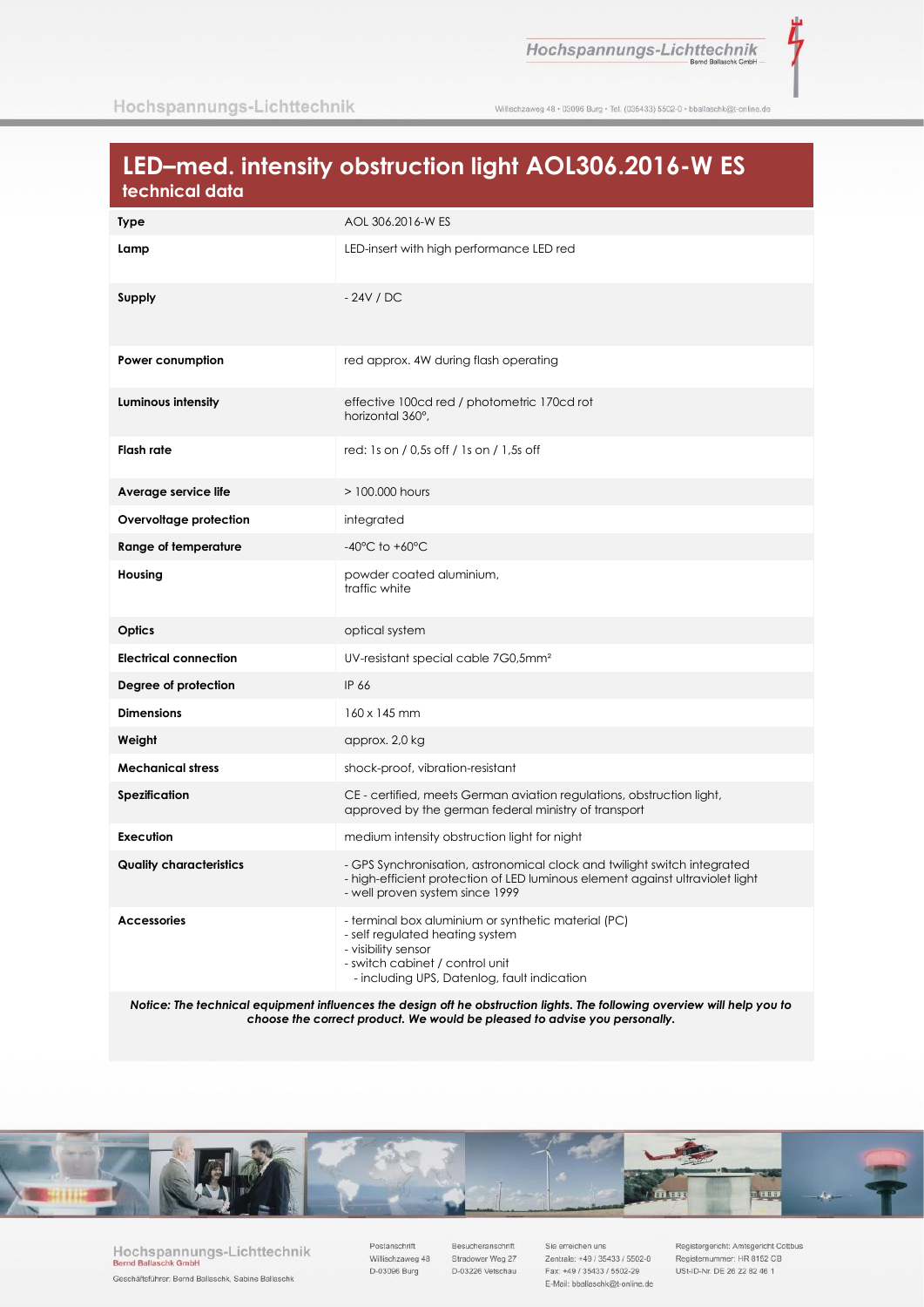# LED–med. intensity obstruction light AOL306.2016-W ES

## technical data

| | |
|---|---|
| **Type** | AOL 306.2016-W ES |
| **Lamp** | LED-insert with high performance LED red |
| **Supply** | - 24V / DC |
| **Power conumption** | red approx. 4W during flash operating |
| **Luminous intensity** | effective 100cd red / photometric 170cd rot<br>horizontal 360°, |
| **Flash rate** | red: 1s on / 0,5s off / 1s on / 1,5s off |
| **Average service life** | > 100.000 hours |
| **Overvoltage protection** | integrated |
| **Range of temperature** | -40°C to +60°C |
| **Housing** | powder coated aluminium,<br>traffic white |
| **Optics** | optical system |
| **Electrical connection** | UV-resistant special cable 7G0,5mm² |
| **Degree of protection** | IP 66 |
| **Dimensions** | 160 x 145 mm |
| **Weight** | approx. 2,0 kg |
| **Mechanical stress** | shock-proof, vibration-resistant |
| **Spezification** | CE - certified, meets German aviation regulations, obstruction light, approved by the german federal ministry of transport |
| **Execution** | medium intensity obstruction light for night |
| **Quality characteristics** | - GPS Synchronisation, astronomical clock and twilight switch integrated<br>- high-efficient protection of LED luminous element against ultraviolet light<br>- well proven system since 1999 |
| **Accessories** | - terminal box aluminium or synthetic material (PC)<br>- self regulated heating system<br>- visibility sensor<br>- switch cabinet / control unit<br>- including UPS, Datenlog, fault indication |

***Notice: The technical equipment influences the design off he obstruction lights. The following overview will help you to choose the correct product. We would be pleased to advise you personally.***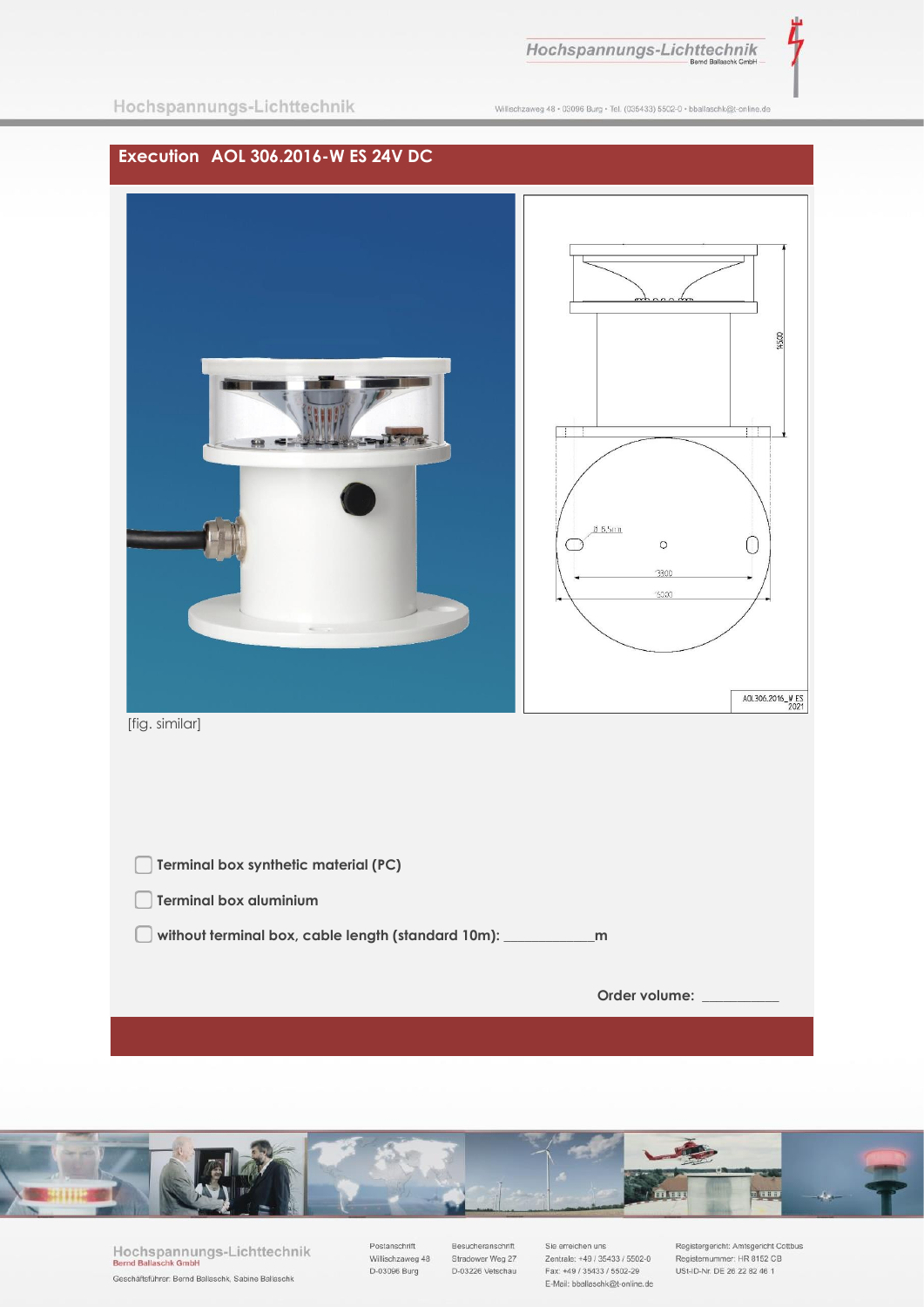# Execution AOL 306.2016-W ES 24V DC

[fig. similar]

- ☐ Terminal box synthetic material (PC)
- ☐ Terminal box aluminium
- ☐ without terminal box, cable length (standard 10m): ____________m

Order volume: __________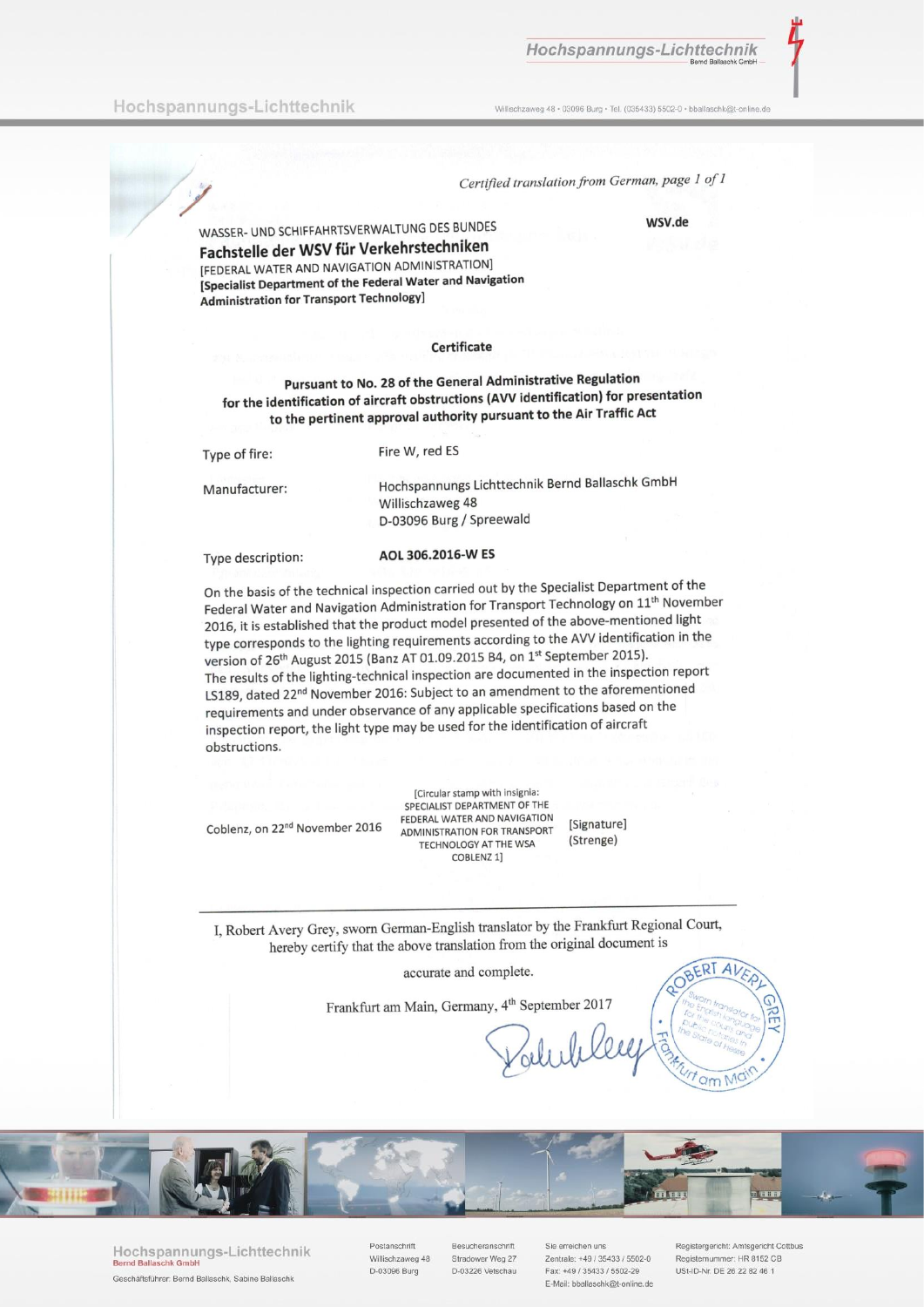*Certified translation from German, page 1 of 1*

WASSER- UND SCHIFFAHRTSVERWALTUNG DES BUNDES

**Fachstelle der WSV für Verkehrstechniken**

[FEDERAL WATER AND NAVIGATION ADMINISTRATION]

**[Specialist Department of the Federal Water and Navigation Administration for Transport Technology]**

**WSV.de**

**Certificate**

**Pursuant to No. 28 of the General Administrative Regulation for the identification of aircraft obstructions (AVV identification) for presentation to the pertinent approval authority pursuant to the Air Traffic Act**

| | |
|---|---|
| Type of fire: | Fire W, red ES |
| Manufacturer: | Hochspannungs Lichttechnik Bernd Ballaschk GmbH<br>Willischzaweg 48<br>D-03096 Burg / Spreewald |
| Type description: | **AOL 306.2016-W ES** |

On the basis of the technical inspection carried out by the Specialist Department of the Federal Water and Navigation Administration for Transport Technology on 11th November 2016, it is established that the product model presented of the above-mentioned light type corresponds to the lighting requirements according to the AVV identification in the version of 26th August 2015 (Banz AT 01.09.2015 B4, on 1st September 2015).
The results of the lighting-technical inspection are documented in the inspection report LS189, dated 22nd November 2016: Subject to an amendment to the aforementioned requirements and under observance of any applicable specifications based on the inspection report, the light type may be used for the identification of aircraft obstructions.

Coblenz, on 22nd November 2016

[Circular stamp with insignia: SPECIALIST DEPARTMENT OF THE FEDERAL WATER AND NAVIGATION ADMINISTRATION FOR TRANSPORT TECHNOLOGY AT THE WSA COBLENZ 1]

[Signature]
(Strenge)

---

I, Robert Avery Grey, sworn German-English translator by the Frankfurt Regional Court, hereby certify that the above translation from the original document is accurate and complete.

Frankfurt am Main, Germany, 4th September 2017

ROBERT AVERY GREY
Sworn translator for the English language for the courts and public notaries in the State of Hesse
Frankfurt am Main